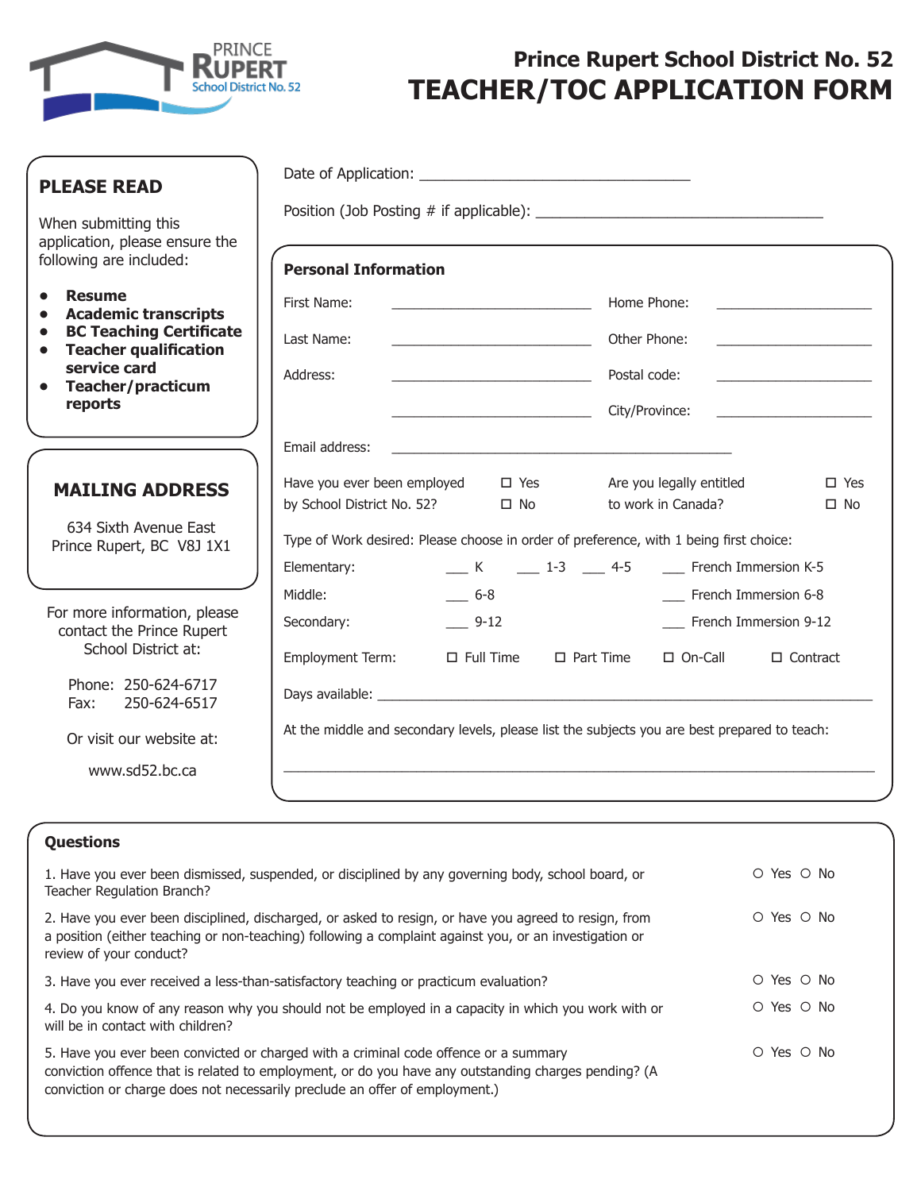# Prince Rupert School District No. 52

# TEACHER/TOC APPLICATION FORM

## PLEASE READ

When submitting this application, please ensure the following are included:

- **Resume**
- **Academic transcripts**
- **BC Teaching Certificate**
- **Teacher qualification service card**
- **Teacher/practicum reports**

## MAILING ADDRESS

634 Sixth Avenue East
Prince Rupert, BC V8J 1X1

For more information, please contact the Prince Rupert School District at:

Phone: 250-624-6717
Fax: 250-624-6517

Or visit our website at:

www.sd52.bc.ca

---

Date of Application: ________________________________

Position (Job Posting # if applicable): ________________________________

### Personal Information

First Name: ________________________ Home Phone: ____________________

Last Name: ________________________ Other Phone: ____________________

Address: ________________________ Postal code: ____________________

________________________ City/Province: ____________________

Email address: ________________________________________

Have you ever been employed by School District No. 52? ☐ Yes ☐ No

Are you legally entitled to work in Canada? ☐ Yes ☐ No

Type of Work desired: Please choose in order of preference, with 1 being first choice:

Elementary: ___ K ___ 1-3 ___ 4-5 ___ French Immersion K-5

Middle: ___ 6-8 ___ French Immersion 6-8

Secondary: ___ 9-12 ___ French Immersion 9-12

Employment Term: ☐ Full Time ☐ Part Time ☐ On-Call ☐ Contract

Days available: ________________________________________________________

At the middle and secondary levels, please list the subjects you are best prepared to teach:

________________________________________________________________________

### Questions

1. Have you ever been dismissed, suspended, or disciplined by any governing body, school board, or Teacher Regulation Branch? ○ Yes ○ No

2. Have you ever been disciplined, discharged, or asked to resign, or have you agreed to resign, from a position (either teaching or non-teaching) following a complaint against you, or an investigation or review of your conduct? ○ Yes ○ No

3. Have you ever received a less-than-satisfactory teaching or practicum evaluation? ○ Yes ○ No

4. Do you know of any reason why you should not be employed in a capacity in which you work with or will be in contact with children? ○ Yes ○ No

5. Have you ever been convicted or charged with a criminal code offence or a summary conviction offence that is related to employment, or do you have any outstanding charges pending? (A conviction or charge does not necessarily preclude an offer of employment.) ○ Yes ○ No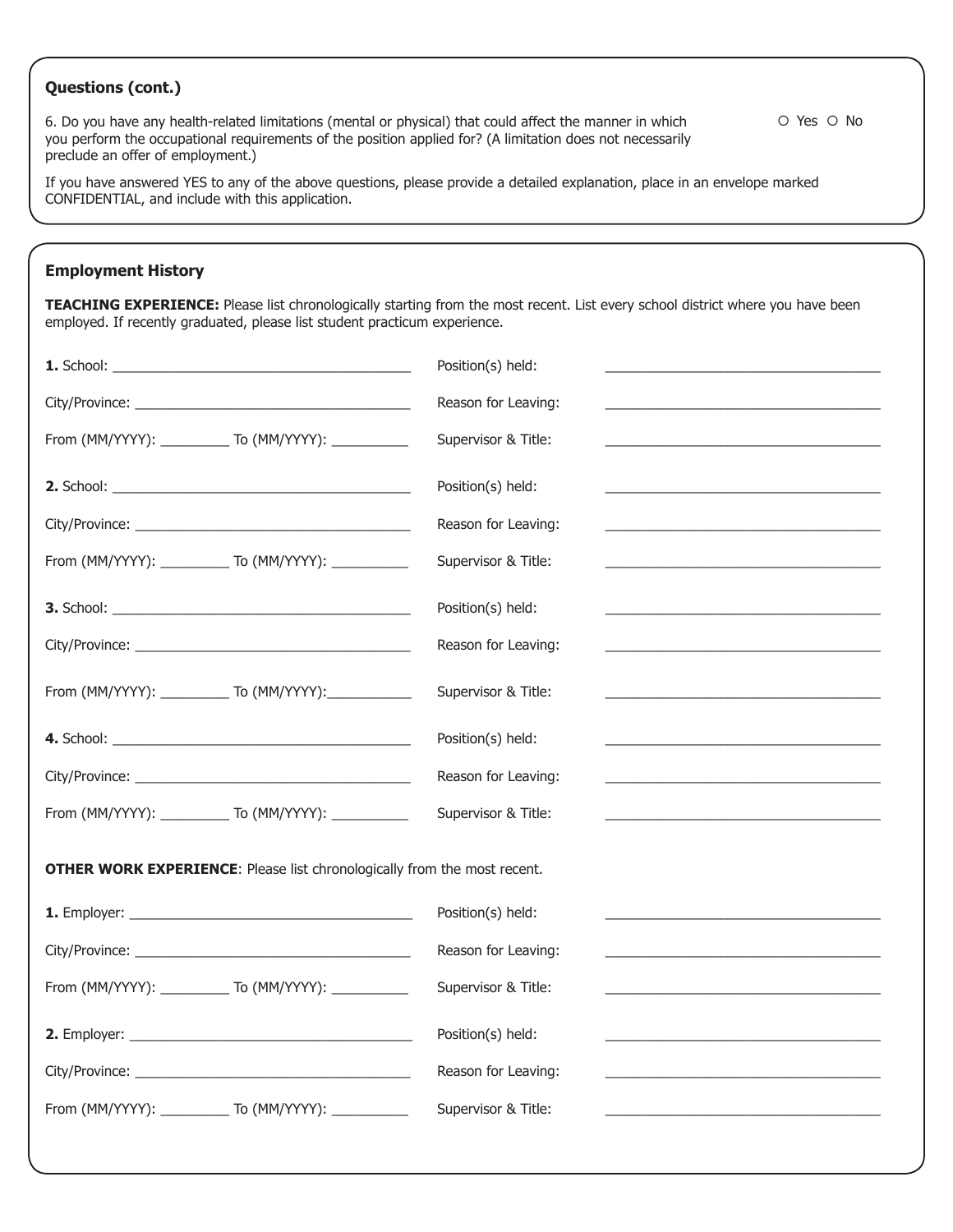## Questions (cont.)

6. Do you have any health-related limitations (mental or physical) that could affect the manner in which you perform the occupational requirements of the position applied for? (A limitation does not necessarily preclude an offer of employment.) ○ Yes ○ No

If you have answered YES to any of the above questions, please provide a detailed explanation, place in an envelope marked CONFIDENTIAL, and include with this application.

## Employment History

**TEACHING EXPERIENCE:** Please list chronologically starting from the most recent. List every school district where you have been employed. If recently graduated, please list student practicum experience.

**1.** School: ________________________________________ Position(s) held: ____________________________________

City/Province: ____________________________________ Reason for Leaving: ____________________________________

From (MM/YYYY): _________ To (MM/YYYY): __________ Supervisor & Title: ____________________________________

**2.** School: ________________________________________ Position(s) held: ____________________________________

City/Province: ____________________________________ Reason for Leaving: ____________________________________

From (MM/YYYY): _________ To (MM/YYYY): __________ Supervisor & Title: ____________________________________

**3.** School: ________________________________________ Position(s) held: ____________________________________

City/Province: ____________________________________ Reason for Leaving: ____________________________________

From (MM/YYYY): _________ To (MM/YYYY): __________ Supervisor & Title: ____________________________________

**4.** School: ________________________________________ Position(s) held: ____________________________________

City/Province: ____________________________________ Reason for Leaving: ____________________________________

From (MM/YYYY): _________ To (MM/YYYY): __________ Supervisor & Title: ____________________________________

**OTHER WORK EXPERIENCE**: Please list chronologically from the most recent.

**1.** Employer: ______________________________________ Position(s) held: ____________________________________

City/Province: ____________________________________ Reason for Leaving: ____________________________________

From (MM/YYYY): _________ To (MM/YYYY): __________ Supervisor & Title: ____________________________________

**2.** Employer: ______________________________________ Position(s) held: ____________________________________

City/Province: ____________________________________ Reason for Leaving: ____________________________________

From (MM/YYYY): _________ To (MM/YYYY): __________ Supervisor & Title: ____________________________________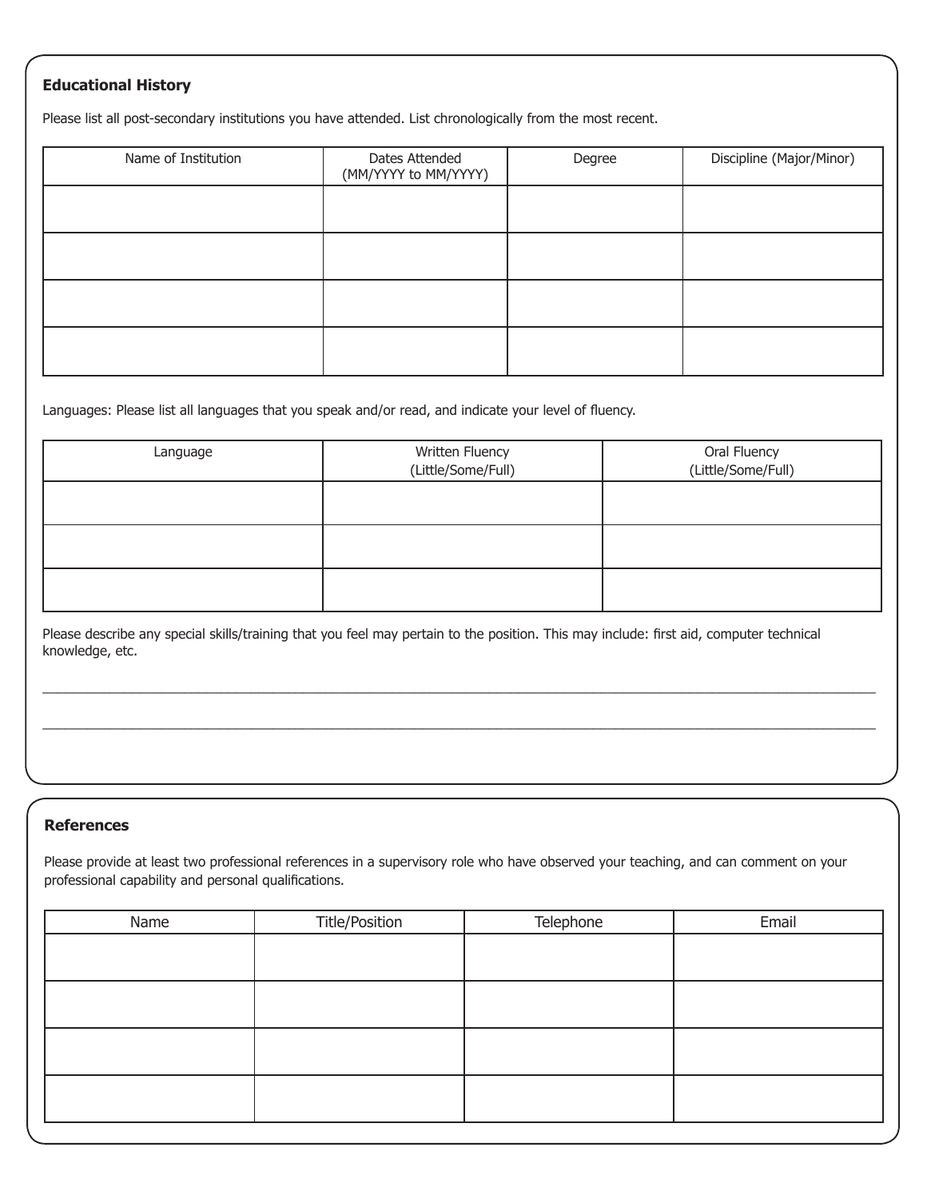## Educational History

Please list all post-secondary institutions you have attended. List chronologically from the most recent.

| Name of Institution | Dates Attended (MM/YYYY to MM/YYYY) | Degree | Discipline (Major/Minor) |
|---|---|---|---|
| | | | |
| | | | |
| | | | |
| | | | |

Languages: Please list all languages that you speak and/or read, and indicate your level of fluency.

| Language | Written Fluency (Little/Some/Full) | Oral Fluency (Little/Some/Full) |
|---|---|---|
| | | |
| | | |
| | | |

Please describe any special skills/training that you feel may pertain to the position. This may include: first aid, computer technical knowledge, etc.

______________________________________________________________________

______________________________________________________________________

## References

Please provide at least two professional references in a supervisory role who have observed your teaching, and can comment on your professional capability and personal qualifications.

| Name | Title/Position | Telephone | Email |
|---|---|---|---|
| | | | |
| | | | |
| | | | |
| | | | |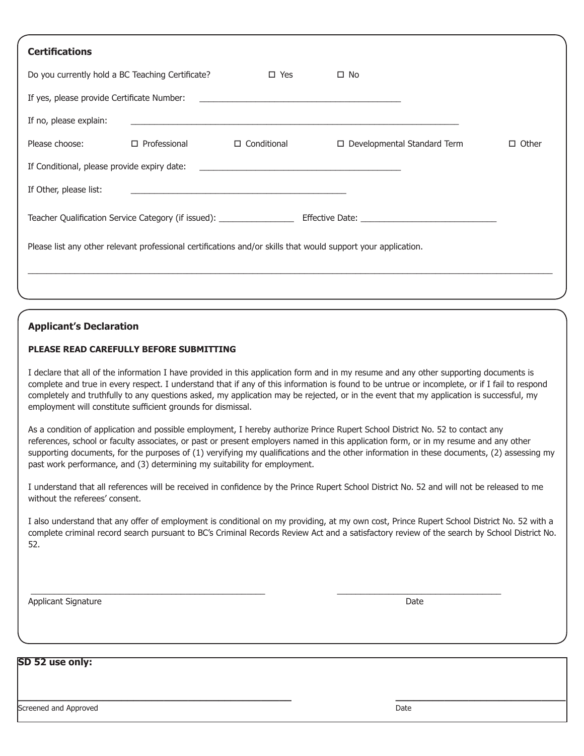## Certifications

Do you currently hold a BC Teaching Certificate? ☐ Yes ☐ No

If yes, please provide Certificate Number: ____________________________________________

If no, please explain: ________________________________________________________________________

Please choose: ☐ Professional ☐ Conditional ☐ Developmental Standard Term ☐ Other

If Conditional, please provide expiry date: ____________________________________________

If Other, please list: ____________________________________________________

Teacher Qualification Service Category (if issued): ________________ Effective Date: _____________________________

Please list any other relevant professional certifications and/or skills that would support your application.

______________________________________________________________________________________________________________

## Applicant's Declaration

**PLEASE READ CAREFULLY BEFORE SUBMITTING**

I declare that all of the information I have provided in this application form and in my resume and any other supporting documents is complete and true in every respect. I understand that if any of this information is found to be untrue or incomplete, or if I fail to respond completely and truthfully to any questions asked, my application may be rejected, or in the event that my application is successful, my employment will constitute sufficient grounds for dismissal.

As a condition of application and possible employment, I hereby authorize Prince Rupert School District No. 52 to contact any references, school or faculty associates, or past or present employers named in this application form, or in my resume and any other supporting documents, for the purposes of (1) veryifying my qualifications and the other information in these documents, (2) assessing my past work performance, and (3) determining my suitability for employment.

I understand that all references will be received in confidence by the Prince Rupert School District No. 52 and will not be released to me without the referees' consent.

I also understand that any offer of employment is conditional on my providing, at my own cost, Prince Rupert School District No. 52 with a complete criminal record search pursuant to BC's Criminal Records Review Act and a satisfactory review of the search by School District No. 52.

______________________________________________________ ______________________________________

Applicant Signature Date

**SD 52 use only:**

______________________________________________________ ______________________________________

Screened and Approved Date